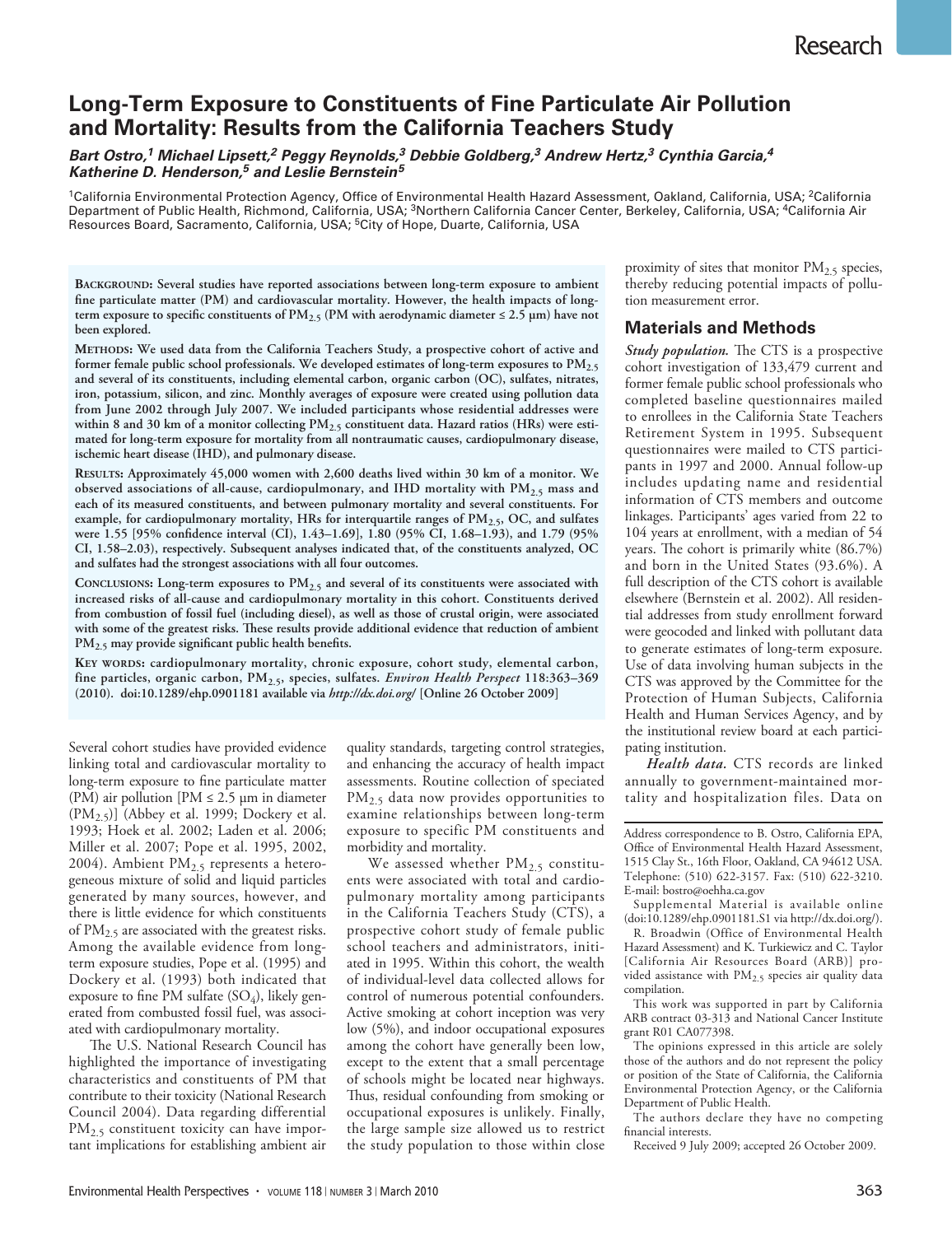# Long-Term Exposure to Constituents of Fine Particulate Air Pollution and Mortality: Results from the California Teachers Study

***Bart Ostro,[1] Michael Lipsett,[2] Peggy Reynolds,[3] Debbie Goldberg,[3] Andrew Hertz,[3] Cynthia Garcia,[4] Katherine D. Henderson,[5] and Leslie Bernstein[5]***

[1]California Environmental Protection Agency, Office of Environmental Health Hazard Assessment, Oakland, California, USA; [2]California Department of Public Health, Richmond, California, USA; [3]Northern California Cancer Center, Berkeley, California, USA; [4]California Air Resources Board, Sacramento, California, USA; [5]City of Hope, Duarte, California, USA

**Background: Several studies have reported associations between long-term exposure to ambient fine particulate matter (PM) and cardiovascular mortality. However, the health impacts of long-term exposure to specific constituents of $PM_{2.5}$ (PM with aerodynamic diameter ≤ 2.5 µm) have not been explored.**

**Methods: We used data from the California Teachers Study, a prospective cohort of active and former female public school professionals. We developed estimates of long-term exposures to $PM_{2.5}$ and several of its constituents, including elemental carbon, organic carbon (OC), sulfates, nitrates, iron, potassium, silicon, and zinc. Monthly averages of exposure were created using pollution data from June 2002 through July 2007. We included participants whose residential addresses were within 8 and 30 km of a monitor collecting $PM_{2.5}$ constituent data. Hazard ratios (HRs) were estimated for long-term exposure for mortality from all nontraumatic causes, cardiopulmonary disease, ischemic heart disease (IHD), and pulmonary disease.**

**Results: Approximately 45,000 women with 2,600 deaths lived within 30 km of a monitor. We observed associations of all-cause, cardiopulmonary, and IHD mortality with $PM_{2.5}$ mass and each of its measured constituents, and between pulmonary mortality and several constituents. For example, for cardiopulmonary mortality, HRs for interquartile ranges of $PM_{2.5}$, OC, and sulfates were 1.55 [95% confidence interval (CI), 1.43–1.69], 1.80 (95% CI, 1.68–1.93), and 1.79 (95% CI, 1.58–2.03), respectively. Subsequent analyses indicated that, of the constituents analyzed, OC and sulfates had the strongest associations with all four outcomes.**

**Conclusions: Long-term exposures to $PM_{2.5}$ and several of its constituents were associated with increased risks of all-cause and cardiopulmonary mortality in this cohort. Constituents derived from combustion of fossil fuel (including diesel), as well as those of crustal origin, were associated with some of the greatest risks. These results provide additional evidence that reduction of ambient $PM_{2.5}$ may provide significant public health benefits.**

**Key words: cardiopulmonary mortality, chronic exposure, cohort study, elemental carbon, fine particles, organic carbon, $PM_{2.5}$, species, sulfates.** ***Environ Health Perspect*** **118:363–369 (2010). doi:10.1289/ehp.0901181 available via** ***http://dx.doi.org/*** **[Online 26 October 2009]**

Several cohort studies have provided evidence linking total and cardiovascular mortality to long-term exposure to fine particulate matter (PM) air pollution [PM ≤ 2.5 µm in diameter ($PM_{2.5}$)] (Abbey et al. 1999; Dockery et al. 1993; Hoek et al. 2002; Laden et al. 2006; Miller et al. 2007; Pope et al. 1995, 2002, 2004). Ambient $PM_{2.5}$ represents a heterogeneous mixture of solid and liquid particles generated by many sources, however, and there is little evidence for which constituents of $PM_{2.5}$ are associated with the greatest risks. Among the available evidence from long-term exposure studies, Pope et al. (1995) and Dockery et al. (1993) both indicated that exposure to fine PM sulfate ($SO_4$), likely generated from combusted fossil fuel, was associated with cardiopulmonary mortality.

The U.S. National Research Council has highlighted the importance of investigating characteristics and constituents of PM that contribute to their toxicity (National Research Council 2004). Data regarding differential $PM_{2.5}$ constituent toxicity can have important implications for establishing ambient air quality standards, targeting control strategies, and enhancing the accuracy of health impact assessments. Routine collection of speciated $PM_{2.5}$ data now provides opportunities to examine relationships between long-term exposure to specific PM constituents and morbidity and mortality.

We assessed whether $PM_{2.5}$ constituents were associated with total and cardiopulmonary mortality among participants in the California Teachers Study (CTS), a prospective cohort study of female public school teachers and administrators, initiated in 1995. Within this cohort, the wealth of individual-level data collected allows for control of numerous potential confounders. Active smoking at cohort inception was very low (5%), and indoor occupational exposures among the cohort have generally been low, except to the extent that a small percentage of schools might be located near highways. Thus, residual confounding from smoking or occupational exposures is unlikely. Finally, the large sample size allowed us to restrict the study population to those within close proximity of sites that monitor $PM_{2.5}$ species, thereby reducing potential impacts of pollution measurement error.

## Materials and Methods

***Study population.*** The CTS is a prospective cohort investigation of 133,479 current and former female public school professionals who completed baseline questionnaires mailed to enrollees in the California State Teachers Retirement System in 1995. Subsequent questionnaires were mailed to CTS participants in 1997 and 2000. Annual follow-up includes updating name and residential information of CTS members and outcome linkages. Participants' ages varied from 22 to 104 years at enrollment, with a median of 54 years. The cohort is primarily white (86.7%) and born in the United States (93.6%). A full description of the CTS cohort is available elsewhere (Bernstein et al. 2002). All residential addresses from study enrollment forward were geocoded and linked with pollutant data to generate estimates of long-term exposure. Use of data involving human subjects in the CTS was approved by the Committee for the Protection of Human Subjects, California Health and Human Services Agency, and by the institutional review board at each participating institution.

***Health data.*** CTS records are linked annually to government-maintained mortality and hospitalization files. Data on

Address correspondence to B. Ostro, California EPA, Office of Environmental Health Hazard Assessment, 1515 Clay St., 16th Floor, Oakland, CA 94612 USA. Telephone: (510) 622-3157. Fax: (510) 622-3210. E-mail: bostro@oehha.ca.gov

Supplemental Material is available online (doi:10.1289/ehp.0901181.S1 via http://dx.doi.org/).

R. Broadwin (Office of Environmental Health Hazard Assessment) and K. Turkiewicz and C. Taylor [California Air Resources Board (ARB)] provided assistance with $PM_{2.5}$ species air quality data compilation.

This work was supported in part by California ARB contract 03-313 and National Cancer Institute grant R01 CA077398.

The opinions expressed in this article are solely those of the authors and do not represent the policy or position of the State of California, the California Environmental Protection Agency, or the California Department of Public Health.

The authors declare they have no competing financial interests.

Received 9 July 2009; accepted 26 October 2009.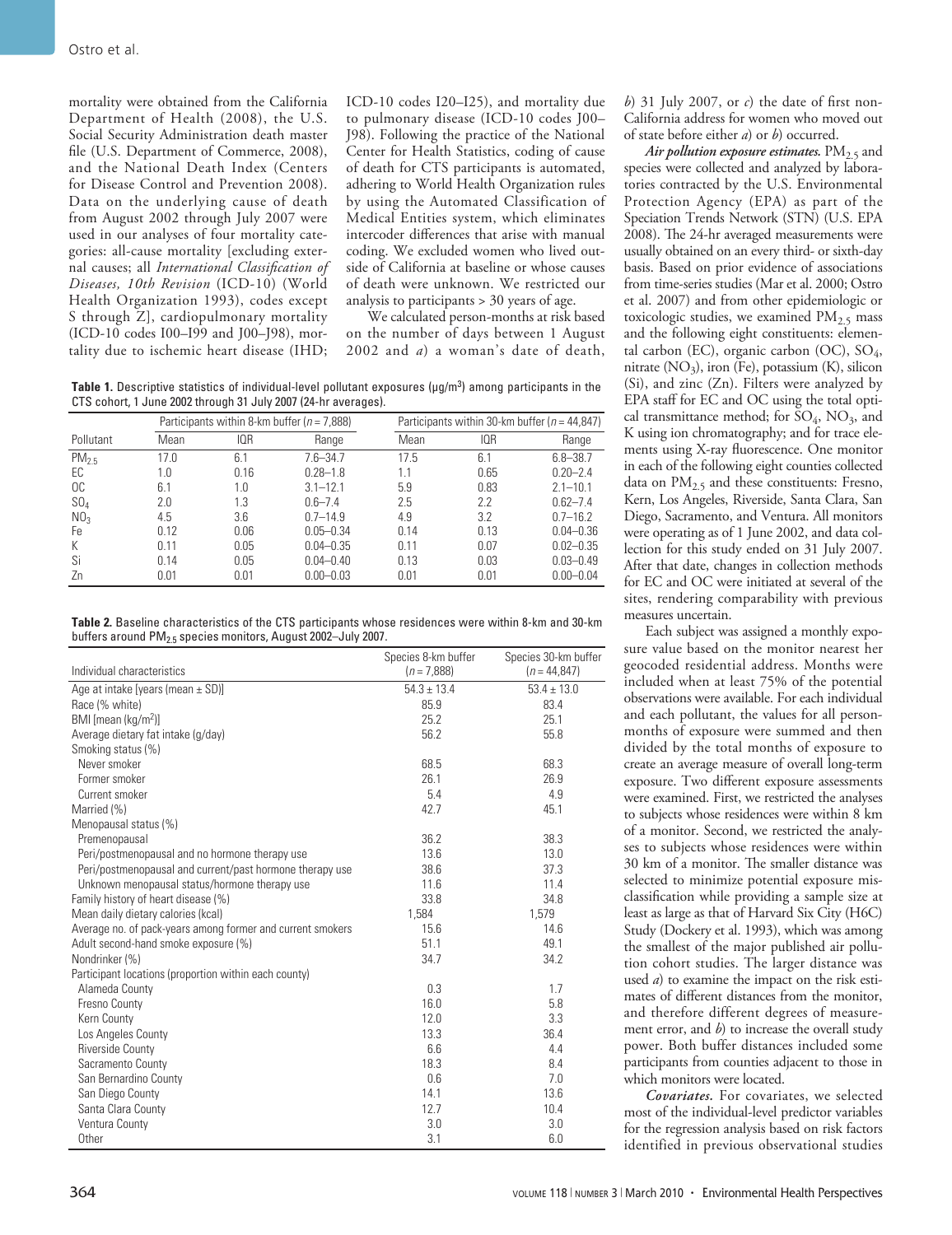mortality were obtained from the California Department of Health (2008), the U.S. Social Security Administration death master file (U.S. Department of Commerce, 2008), and the National Death Index (Centers for Disease Control and Prevention 2008). Data on the underlying cause of death from August 2002 through July 2007 were used in our analyses of four mortality categories: all-cause mortality [excluding external causes; all *International Classification of Diseases, 10th Revision* (ICD-10) (World Health Organization 1993), codes except S through Z], cardiopulmonary mortality (ICD-10 codes I00–I99 and J00–J98), mortality due to ischemic heart disease (IHD; ICD-10 codes I20–I25), and mortality due to pulmonary disease (ICD-10 codes J00–J98). Following the practice of the National Center for Health Statistics, coding of cause of death for CTS participants is automated, adhering to World Health Organization rules by using the Automated Classification of Medical Entities system, which eliminates intercoder differences that arise with manual coding. We excluded women who lived outside of California at baseline or whose causes of death were unknown. We restricted our analysis to participants > 30 years of age.

We calculated person-months at risk based on the number of days between 1 August 2002 and *a*) a woman's date of death, *b*) 31 July 2007, or *c*) the date of first non-California address for women who moved out of state before either *a*) or *b*) occurred.

***Air pollution exposure estimates.*** $PM_{2.5}$ and species were collected and analyzed by laboratories contracted by the U.S. Environmental Protection Agency (EPA) as part of the Speciation Trends Network (STN) (U.S. EPA 2008). The 24-hr averaged measurements were usually obtained on an every third- or sixth-day basis. Based on prior evidence of associations from time-series studies (Mar et al. 2000; Ostro et al. 2007) and from other epidemiologic or toxicologic studies, we examined $PM_{2.5}$ mass and the following eight constituents: elemental carbon (EC), organic carbon (OC), $SO_4$, nitrate ($NO_3$), iron (Fe), potassium (K), silicon (Si), and zinc (Zn). Filters were analyzed by EPA staff for EC and OC using the total optical transmittance method; for $SO_4$, $NO_3$, and K using ion chromatography; and for trace elements using X-ray fluorescence. One monitor in each of the following eight counties collected data on $PM_{2.5}$ and these constituents: Fresno, Kern, Los Angeles, Riverside, Santa Clara, San Diego, Sacramento, and Ventura. All monitors were operating as of 1 June 2002, and data collection for this study ended on 31 July 2007. After that date, changes in collection methods for EC and OC were initiated at several of the sites, rendering comparability with previous measures uncertain.

Each subject was assigned a monthly exposure value based on the monitor nearest her geocoded residential address. Months were included when at least 75% of the potential observations were available. For each individual and each pollutant, the values for all person-months of exposure were summed and then divided by the total months of exposure to create an average measure of overall long-term exposure. Two different exposure assessments were examined. First, we restricted the analyses to subjects whose residences were within 8 km of a monitor. Second, we restricted the analyses to subjects whose residences were within 30 km of a monitor. The smaller distance was selected to minimize potential exposure misclassification while providing a sample size at least as large as that of Harvard Six City (H6C) Study (Dockery et al. 1993), which was among the smallest of the major published air pollution cohort studies. The larger distance was used *a*) to examine the impact on the risk estimates of different distances from the monitor, and therefore different degrees of measurement error, and *b*) to increase the overall study power. Both buffer distances included some participants from counties adjacent to those in which monitors were located.

***Covariates.*** For covariates, we selected most of the individual-level predictor variables for the regression analysis based on risk factors identified in previous observational studies

**Table 1.** Descriptive statistics of individual-level pollutant exposures (μg/m$^3$) among participants in the CTS cohort, 1 June 2002 through 31 July 2007 (24-hr averages).

| | Participants within 8-km buffer ($n$ = 7,888) | | | Participants within 30-km buffer ($n$ = 44,847) | | |
|---|---|---|---|---|---|---|
| Pollutant | Mean | IQR | Range | Mean | IQR | Range |
| $PM_{2.5}$ | 17.0 | 6.1 | 7.6–34.7 | 17.5 | 6.1 | 6.8–38.7 |
| EC | 1.0 | 0.16 | 0.28–1.8 | 1.1 | 0.65 | 0.20–2.4 |
| OC | 6.1 | 1.0 | 3.1–12.1 | 5.9 | 0.83 | 2.1–10.1 |
| $SO_4$ | 2.0 | 1.3 | 0.6–7.4 | 2.5 | 2.2 | 0.62–7.4 |
| $NO_3$ | 4.5 | 3.6 | 0.7–14.9 | 4.9 | 3.2 | 0.7–16.2 |
| Fe | 0.12 | 0.06 | 0.05–0.34 | 0.14 | 0.13 | 0.04–0.36 |
| K | 0.11 | 0.05 | 0.04–0.35 | 0.11 | 0.07 | 0.02–0.35 |
| Si | 0.14 | 0.05 | 0.04–0.40 | 0.13 | 0.03 | 0.03–0.49 |
| Zn | 0.01 | 0.01 | 0.00–0.03 | 0.01 | 0.01 | 0.00–0.04 |

**Table 2.** Baseline characteristics of the CTS participants whose residences were within 8-km and 30-km buffers around $PM_{2.5}$ species monitors, August 2002–July 2007.

| Individual characteristics | Species 8-km buffer ($n$ = 7,888) | Species 30-km buffer ($n$ = 44,847) |
|---|---|---|
| Age at intake [years (mean ± SD)] | 54.3 ± 13.4 | 53.4 ± 13.0 |
| Race (% white) | 85.9 | 83.4 |
| BMI [mean (kg/m$^2$)] | 25.2 | 25.1 |
| Average dietary fat intake (g/day) | 56.2 | 55.8 |
| Smoking status (%) | | |
| Never smoker | 68.5 | 68.3 |
| Former smoker | 26.1 | 26.9 |
| Current smoker | 5.4 | 4.9 |
| Married (%) | 42.7 | 45.1 |
| Menopausal status (%) | | |
| Premenopausal | 36.2 | 38.3 |
| Peri/postmenopausal and no hormone therapy use | 13.6 | 13.0 |
| Peri/postmenopausal and current/past hormone therapy use | 38.6 | 37.3 |
| Unknown menopausal status/hormone therapy use | 11.6 | 11.4 |
| Family history of heart disease (%) | 33.8 | 34.8 |
| Mean daily dietary calories (kcal) | 1,584 | 1,579 |
| Average no. of pack-years among former and current smokers | 15.6 | 14.6 |
| Adult second-hand smoke exposure (%) | 51.1 | 49.1 |
| Nondrinker (%) | 34.7 | 34.2 |
| Participant locations (proportion within each county) | | |
| Alameda County | 0.3 | 1.7 |
| Fresno County | 16.0 | 5.8 |
| Kern County | 12.0 | 3.3 |
| Los Angeles County | 13.3 | 36.4 |
| Riverside County | 6.6 | 4.4 |
| Sacramento County | 18.3 | 8.4 |
| San Bernardino County | 0.6 | 7.0 |
| San Diego County | 14.1 | 13.6 |
| Santa Clara County | 12.7 | 10.4 |
| Ventura County | 3.0 | 3.0 |
| Other | 3.1 | 6.0 |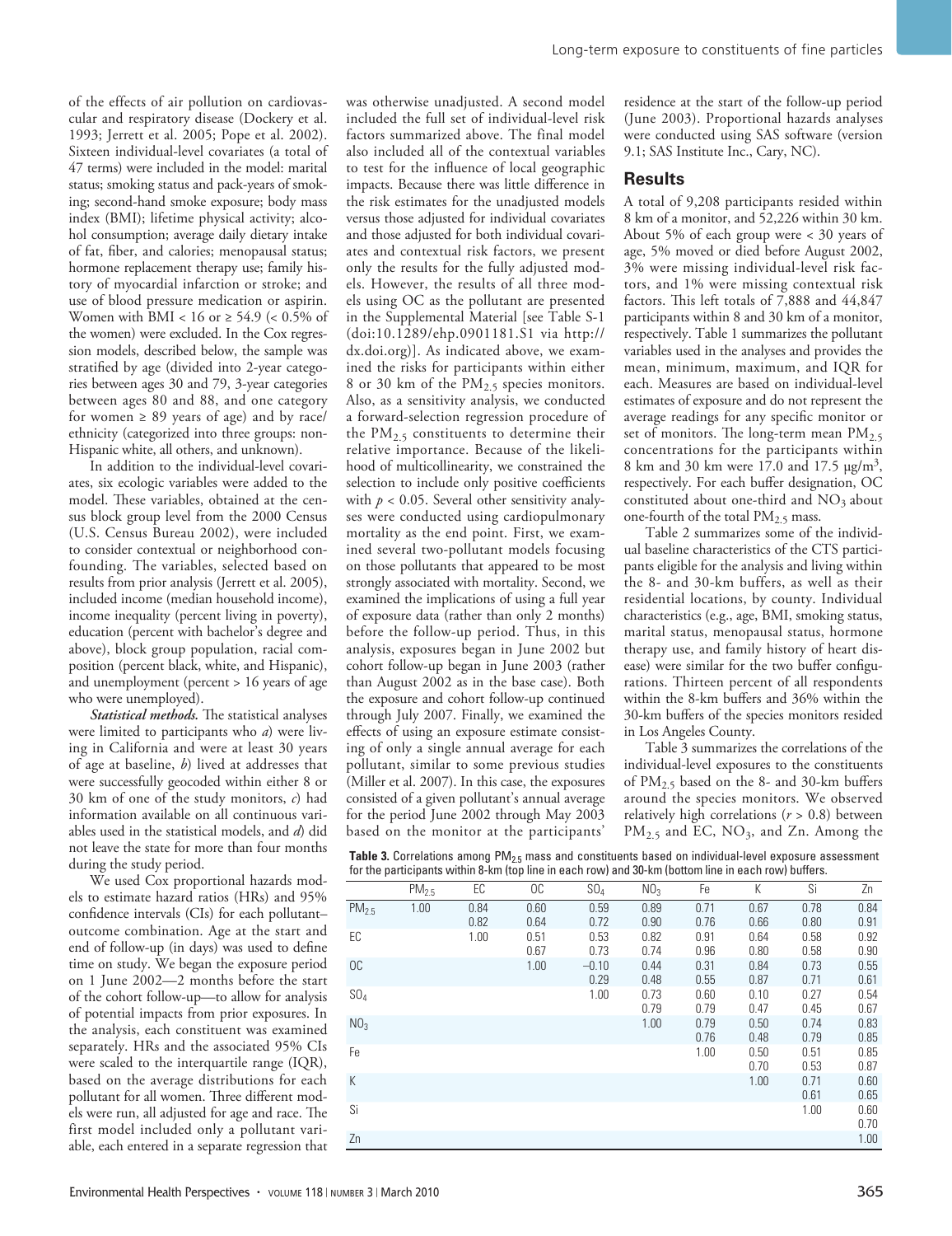of the effects of air pollution on cardiovascular and respiratory disease (Dockery et al. 1993; Jerrett et al. 2005; Pope et al. 2002). Sixteen individual-level covariates (a total of 47 terms) were included in the model: marital status; smoking status and pack-years of smoking; second-hand smoke exposure; body mass index (BMI); lifetime physical activity; alcohol consumption; average daily dietary intake of fat, fiber, and calories; menopausal status; hormone replacement therapy use; family history of myocardial infarction or stroke; and use of blood pressure medication or aspirin. Women with BMI < 16 or ≥ 54.9 (< 0.5% of the women) were excluded. In the Cox regression models, described below, the sample was stratified by age (divided into 2-year categories between ages 30 and 79, 3-year categories between ages 80 and 88, and one category for women ≥ 89 years of age) and by race/ethnicity (categorized into three groups: non-Hispanic white, all others, and unknown).

In addition to the individual-level covariates, six ecologic variables were added to the model. These variables, obtained at the census block group level from the 2000 Census (U.S. Census Bureau 2002), were included to consider contextual or neighborhood confounding. The variables, selected based on results from prior analysis (Jerrett et al. 2005), included income (median household income), income inequality (percent living in poverty), education (percent with bachelor's degree and above), block group population, racial composition (percent black, white, and Hispanic), and unemployment (percent > 16 years of age who were unemployed).

***Statistical methods.*** The statistical analyses were limited to participants who *a*) were living in California and were at least 30 years of age at baseline, *b*) lived at addresses that were successfully geocoded within either 8 or 30 km of one of the study monitors, *c*) had information available on all continuous variables used in the statistical models, and *d*) did not leave the state for more than four months during the study period.

We used Cox proportional hazards models to estimate hazard ratios (HRs) and 95% confidence intervals (CIs) for each pollutant–outcome combination. Age at the start and end of follow-up (in days) was used to define time on study. We began the exposure period on 1 June 2002—2 months before the start of the cohort follow-up—to allow for analysis of potential impacts from prior exposures. In the analysis, each constituent was examined separately. HRs and the associated 95% CIs were scaled to the interquartile range (IQR), based on the average distributions for each pollutant for all women. Three different models were run, all adjusted for age and race. The first model included only a pollutant variable, each entered in a separate regression that was otherwise unadjusted. A second model included the full set of individual-level risk factors summarized above. The final model also included all of the contextual variables to test for the influence of local geographic impacts. Because there was little difference in the risk estimates for the unadjusted models versus those adjusted for individual covariates and those adjusted for both individual covariates and contextual risk factors, we present only the results for the fully adjusted models. However, the results of all three models using OC as the pollutant are presented in the Supplemental Material [see Table S-1 (doi:10.1289/ehp.0901181.S1 via http://dx.doi.org)]. As indicated above, we examined the risks for participants within either 8 or 30 km of the $PM_{2.5}$ species monitors. Also, as a sensitivity analysis, we conducted a forward-selection regression procedure of the $PM_{2.5}$ constituents to determine their relative importance. Because of the likelihood of multicollinearity, we constrained the selection to include only positive coefficients with $p < 0.05$. Several other sensitivity analyses were conducted using cardiopulmonary mortality as the end point. First, we examined several two-pollutant models focusing on those pollutants that appeared to be most strongly associated with mortality. Second, we examined the implications of using a full year of exposure data (rather than only 2 months) before the follow-up period. Thus, in this analysis, exposures began in June 2002 but cohort follow-up began in June 2003 (rather than August 2002 as in the base case). Both the exposure and cohort follow-up continued through July 2007. Finally, we examined the effects of using an exposure estimate consisting of only a single annual average for each pollutant, similar to some previous studies (Miller et al. 2007). In this case, the exposures consisted of a given pollutant's annual average for the period June 2002 through May 2003 based on the monitor at the participants' residence at the start of the follow-up period (June 2003). Proportional hazards analyses were conducted using SAS software (version 9.1; SAS Institute Inc., Cary, NC).

## Results

A total of 9,208 participants resided within 8 km of a monitor, and 52,226 within 30 km. About 5% of each group were < 30 years of age, 5% moved or died before August 2002, 3% were missing individual-level risk factors, and 1% were missing contextual risk factors. This left totals of 7,888 and 44,847 participants within 8 and 30 km of a monitor, respectively. Table 1 summarizes the pollutant variables used in the analyses and provides the mean, minimum, maximum, and IQR for each. Measures are based on individual-level estimates of exposure and do not represent the average readings for any specific monitor or set of monitors. The long-term mean $PM_{2.5}$ concentrations for the participants within 8 km and 30 km were 17.0 and 17.5 μg/m$^3$, respectively. For each buffer designation, OC constituted about one-third and $NO_3$ about one-fourth of the total $PM_{2.5}$ mass.

Table 2 summarizes some of the individual baseline characteristics of the CTS participants eligible for the analysis and living within the 8- and 30-km buffers, as well as their residential locations, by county. Individual characteristics (e.g., age, BMI, smoking status, marital status, menopausal status, hormone therapy use, and family history of heart disease) were similar for the two buffer configurations. Thirteen percent of all respondents within the 8-km buffers and 36% within the 30-km buffers of the species monitors resided in Los Angeles County.

Table 3 summarizes the correlations of the individual-level exposures to the constituents of $PM_{2.5}$ based on the 8- and 30-km buffers around the species monitors. We observed relatively high correlations ($r > 0.8$) between $PM_{2.5}$ and EC, $NO_3$, and Zn. Among the

**Table 3.** Correlations among $PM_{2.5}$ mass and constituents based on individual-level exposure assessment for the participants within 8-km (top line in each row) and 30-km (bottom line in each row) buffers.

| | $PM_{2.5}$ | EC | OC | $SO_4$ | $NO_3$ | Fe | K | Si | Zn |
|---|---|---|---|---|---|---|---|---|---|
| $PM_{2.5}$ | 1.00 | 0.84<br>0.82 | 0.60<br>0.64 | 0.59<br>0.72 | 0.89<br>0.90 | 0.71<br>0.76 | 0.67<br>0.66 | 0.78<br>0.80 | 0.84<br>0.91 |
| EC | | 1.00 | 0.51<br>0.67 | 0.53<br>0.73 | 0.82<br>0.74 | 0.91<br>0.96 | 0.64<br>0.80 | 0.58<br>0.58 | 0.92<br>0.90 |
| OC | | | 1.00 | −0.10<br>0.29 | 0.44<br>0.48 | 0.31<br>0.55 | 0.84<br>0.87 | 0.73<br>0.71 | 0.55<br>0.61 |
| $SO_4$ | | | | 1.00 | 0.73<br>0.79 | 0.60<br>0.79 | 0.10<br>0.47 | 0.27<br>0.45 | 0.54<br>0.67 |
| $NO_3$ | | | | | 1.00 | 0.79<br>0.76 | 0.50<br>0.48 | 0.74<br>0.79 | 0.83<br>0.85 |
| Fe | | | | | | 1.00 | 0.50<br>0.70 | 0.51<br>0.53 | 0.85<br>0.87 |
| K | | | | | | | 1.00 | 0.71<br>0.61 | 0.60<br>0.65 |
| Si | | | | | | | | 1.00 | 0.60<br>0.70 |
| Zn | | | | | | | | | 1.00 |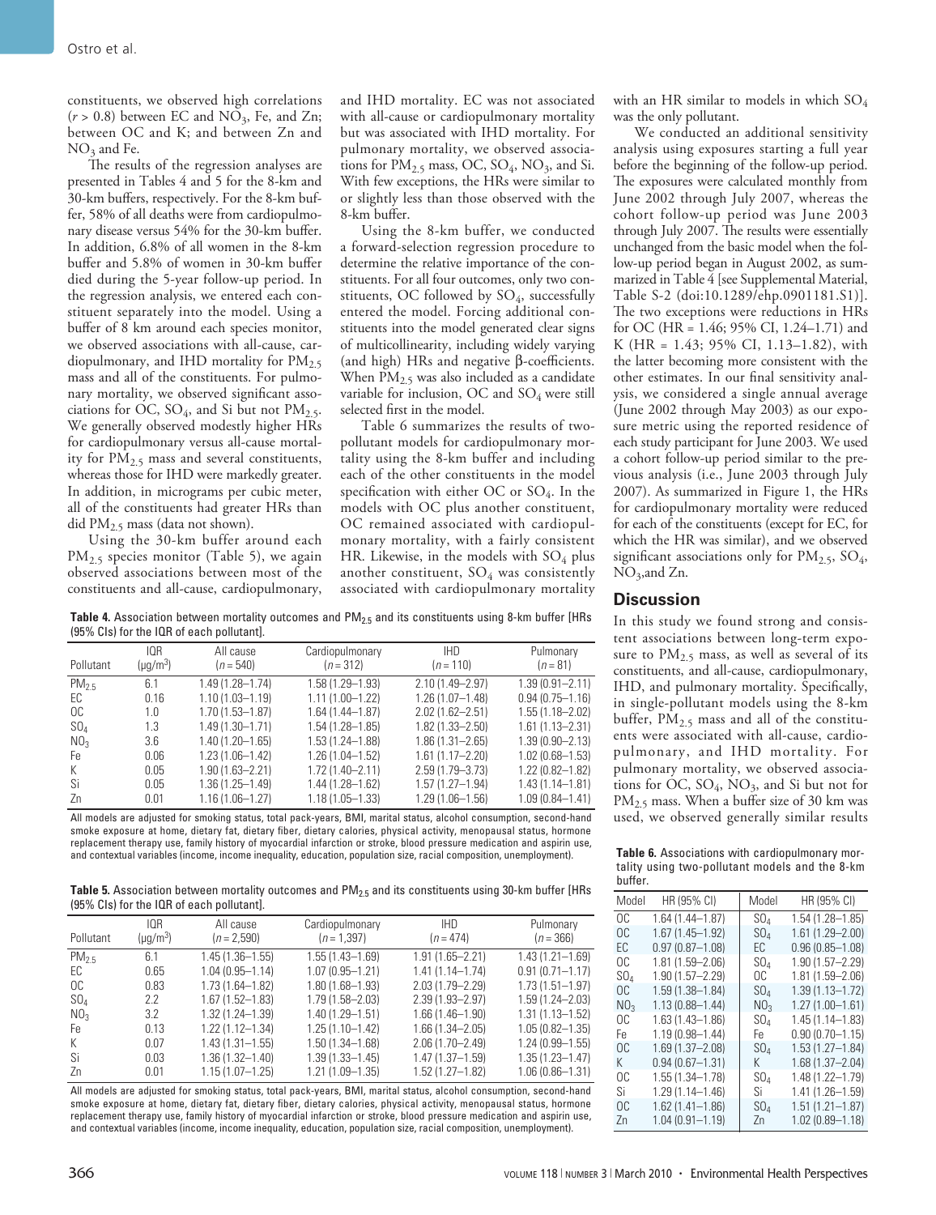constituents, we observed high correlations ($r > 0.8$) between EC and $NO_3$, Fe, and Zn; between OC and K; and between Zn and $NO_3$ and Fe.

The results of the regression analyses are presented in Tables 4 and 5 for the 8-km and 30-km buffers, respectively. For the 8-km buffer, 58% of all deaths were from cardiopulmonary disease versus 54% for the 30-km buffer. In addition, 6.8% of all women in the 8-km buffer and 5.8% of women in 30-km buffer died during the 5-year follow-up period. In the regression analysis, we entered each constituent separately into the model. Using a buffer of 8 km around each species monitor, we observed associations with all-cause, cardiopulmonary, and IHD mortality for $PM_{2.5}$ mass and all of the constituents. For pulmonary mortality, we observed significant associations for OC, $SO_4$, and Si but not $PM_{2.5}$. We generally observed modestly higher HRs for cardiopulmonary versus all-cause mortality for $PM_{2.5}$ mass and several constituents, whereas those for IHD were markedly greater. In addition, in micrograms per cubic meter, all of the constituents had greater HRs than did $PM_{2.5}$ mass (data not shown).

Using the 30-km buffer around each $PM_{2.5}$ species monitor (Table 5), we again observed associations between most of the constituents and all-cause, cardiopulmonary, and IHD mortality. EC was not associated with all-cause or cardiopulmonary mortality but was associated with IHD mortality. For pulmonary mortality, we observed associations for $PM_{2.5}$ mass, OC, $SO_4$, $NO_3$, and Si. With few exceptions, the HRs were similar to or slightly less than those observed with the 8-km buffer.

Using the 8-km buffer, we conducted a forward-selection regression procedure to determine the relative importance of the constituents. For all four outcomes, only two constituents, OC followed by $SO_4$, successfully entered the model. Forcing additional constituents into the model generated clear signs of multicollinearity, including widely varying (and high) HRs and negative β-coefficients. When $PM_{2.5}$ was also included as a candidate variable for inclusion, OC and $SO_4$ were still selected first in the model.

Table 6 summarizes the results of two-pollutant models for cardiopulmonary mortality using the 8-km buffer and including each of the other constituents in the model specification with either OC or $SO_4$. In the models with OC plus another constituent, OC remained associated with cardiopulmonary mortality, with a fairly consistent HR. Likewise, in the models with $SO_4$ plus another constituent, $SO_4$ was consistently associated with cardiopulmonary mortality with an HR similar to models in which $SO_4$ was the only pollutant.

We conducted an additional sensitivity analysis using exposures starting a full year before the beginning of the follow-up period. The exposures were calculated monthly from June 2002 through July 2007, whereas the cohort follow-up period was June 2003 through July 2007. The results were essentially unchanged from the basic model when the follow-up period began in August 2002, as summarized in Table 4 [see Supplemental Material, Table S-2 (doi:10.1289/ehp.0901181.S1)]. The two exceptions were reductions in HRs for OC (HR = 1.46; 95% CI, 1.24–1.71) and K (HR = 1.43; 95% CI, 1.13–1.82), with the latter becoming more consistent with the other estimates. In our final sensitivity analysis, we considered a single annual average (June 2002 through May 2003) as our exposure metric using the reported residence of each study participant for June 2003. We used a cohort follow-up period similar to the previous analysis (i.e., June 2003 through July 2007). As summarized in Figure 1, the HRs for cardiopulmonary mortality were reduced for each of the constituents (except for EC, for which the HR was similar), and we observed significant associations only for $PM_{2.5}$, $SO_4$, $NO_3$, and Zn.

**Table 4.** Association between mortality outcomes and $PM_{2.5}$ and its constituents using 8-km buffer [HRs (95% CIs) for the IQR of each pollutant].

| Pollutant | IQR (μg/m³) | All cause (n = 540) | Cardiopulmonary (n = 312) | IHD (n = 110) | Pulmonary (n = 81) |
|---|---|---|---|---|---|
| $PM_{2.5}$ | 6.1 | 1.49 (1.28–1.74) | 1.58 (1.29–1.93) | 2.10 (1.49–2.97) | 1.39 (0.91–2.11) |
| EC | 0.16 | 1.10 (1.03–1.19) | 1.11 (1.00–1.22) | 1.26 (1.07–1.48) | 0.94 (0.75–1.16) |
| OC | 1.0 | 1.70 (1.53–1.87) | 1.64 (1.44–1.87) | 2.02 (1.62–2.51) | 1.55 (1.18–2.02) |
| $SO_4$ | 1.3 | 1.49 (1.30–1.71) | 1.54 (1.28–1.85) | 1.82 (1.33–2.50) | 1.61 (1.13–2.31) |
| $NO_3$ | 3.6 | 1.40 (1.20–1.65) | 1.53 (1.24–1.88) | 1.86 (1.31–2.65) | 1.39 (0.90–2.13) |
| Fe | 0.06 | 1.23 (1.06–1.42) | 1.26 (1.04–1.52) | 1.61 (1.17–2.20) | 1.02 (0.68–1.53) |
| K | 0.05 | 1.90 (1.63–2.21) | 1.72 (1.40–2.11) | 2.59 (1.79–3.73) | 1.22 (0.82–1.82) |
| Si | 0.05 | 1.36 (1.25–1.49) | 1.44 (1.28–1.62) | 1.57 (1.27–1.94) | 1.43 (1.14–1.81) |
| Zn | 0.01 | 1.16 (1.06–1.27) | 1.18 (1.05–1.33) | 1.29 (1.06–1.56) | 1.09 (0.84–1.41) |

All models are adjusted for smoking status, total pack-years, BMI, marital status, alcohol consumption, second-hand smoke exposure at home, dietary fat, dietary fiber, dietary calories, physical activity, menopausal status, hormone replacement therapy use, family history of myocardial infarction or stroke, blood pressure medication and aspirin use, and contextual variables (income, income inequality, education, population size, racial composition, unemployment).

**Table 5.** Association between mortality outcomes and $PM_{2.5}$ and its constituents using 30-km buffer [HRs (95% CIs) for the IQR of each pollutant].

| Pollutant | IQR (μg/m³) | All cause (n = 2,590) | Cardiopulmonary (n = 1,397) | IHD (n = 474) | Pulmonary (n = 366) |
|---|---|---|---|---|---|
| $PM_{2.5}$ | 6.1 | 1.45 (1.36–1.55) | 1.55 (1.43–1.69) | 1.91 (1.65–2.21) | 1.43 (1.21–1.69) |
| EC | 0.65 | 1.04 (0.95–1.14) | 1.07 (0.95–1.21) | 1.41 (1.14–1.74) | 0.91 (0.71–1.17) |
| OC | 0.83 | 1.73 (1.64–1.82) | 1.80 (1.68–1.93) | 2.03 (1.79–2.29) | 1.73 (1.51–1.97) |
| $SO_4$ | 2.2 | 1.67 (1.52–1.83) | 1.79 (1.58–2.03) | 2.39 (1.93–2.97) | 1.59 (1.24–2.03) |
| $NO_3$ | 3.2 | 1.32 (1.24–1.39) | 1.40 (1.29–1.51) | 1.66 (1.46–1.90) | 1.31 (1.13–1.52) |
| Fe | 0.13 | 1.22 (1.12–1.34) | 1.25 (1.10–1.42) | 1.66 (1.34–2.05) | 1.05 (0.82–1.35) |
| K | 0.07 | 1.43 (1.31–1.55) | 1.50 (1.34–1.68) | 2.06 (1.70–2.49) | 1.24 (0.99–1.55) |
| Si | 0.03 | 1.36 (1.32–1.40) | 1.39 (1.33–1.45) | 1.47 (1.37–1.59) | 1.35 (1.23–1.47) |
| Zn | 0.01 | 1.15 (1.07–1.25) | 1.21 (1.09–1.35) | 1.52 (1.27–1.82) | 1.06 (0.86–1.31) |

All models are adjusted for smoking status, total pack-years, BMI, marital status, alcohol consumption, second-hand smoke exposure at home, dietary fat, dietary fiber, dietary calories, physical activity, menopausal status, hormone replacement therapy use, family history of myocardial infarction or stroke, blood pressure medication and aspirin use, and contextual variables (income, income inequality, education, population size, racial composition, unemployment).

## Discussion

In this study we found strong and consistent associations between long-term exposure to $PM_{2.5}$ mass, as well as several of its constituents, and all-cause, cardiopulmonary, IHD, and pulmonary mortality. Specifically, in single-pollutant models using the 8-km buffer, $PM_{2.5}$ mass and all of the constituents were associated with all-cause, cardiopulmonary, and IHD mortality. For pulmonary mortality, we observed associations for OC, $SO_4$, $NO_3$, and Si but not for $PM_{2.5}$ mass. When a buffer size of 30 km was used, we observed generally similar results

**Table 6.** Associations with cardiopulmonary mortality using two-pollutant models and the 8-km buffer.

| Model | HR (95% CI) | Model | HR (95% CI) |
|---|---|---|---|
| OC | 1.64 (1.44–1.87) | $SO_4$ | 1.54 (1.28–1.85) |
| OC | 1.67 (1.45–1.92) | $SO_4$ | 1.61 (1.29–2.00) |
| EC | 0.97 (0.87–1.08) | EC | 0.96 (0.85–1.08) |
| OC | 1.81 (1.59–2.06) | $SO_4$ | 1.90 (1.57–2.29) |
| $SO_4$ | 1.90 (1.57–2.29) | OC | 1.81 (1.59–2.06) |
| OC | 1.59 (1.38–1.84) | $SO_4$ | 1.39 (1.13–1.72) |
| $NO_3$ | 1.13 (0.88–1.44) | $NO_3$ | 1.27 (1.00–1.61) |
| OC | 1.63 (1.43–1.86) | $SO_4$ | 1.45 (1.14–1.83) |
| Fe | 1.19 (0.98–1.44) | Fe | 0.90 (0.70–1.15) |
| OC | 1.69 (1.37–2.08) | $SO_4$ | 1.53 (1.27–1.84) |
| K | 0.94 (0.67–1.31) | K | 1.68 (1.37–2.04) |
| OC | 1.55 (1.34–1.78) | $SO_4$ | 1.48 (1.22–1.79) |
| Si | 1.29 (1.14–1.46) | Si | 1.41 (1.26–1.59) |
| OC | 1.62 (1.41–1.86) | $SO_4$ | 1.51 (1.21–1.87) |
| Zn | 1.04 (0.91–1.19) | Zn | 1.02 (0.89–1.18) |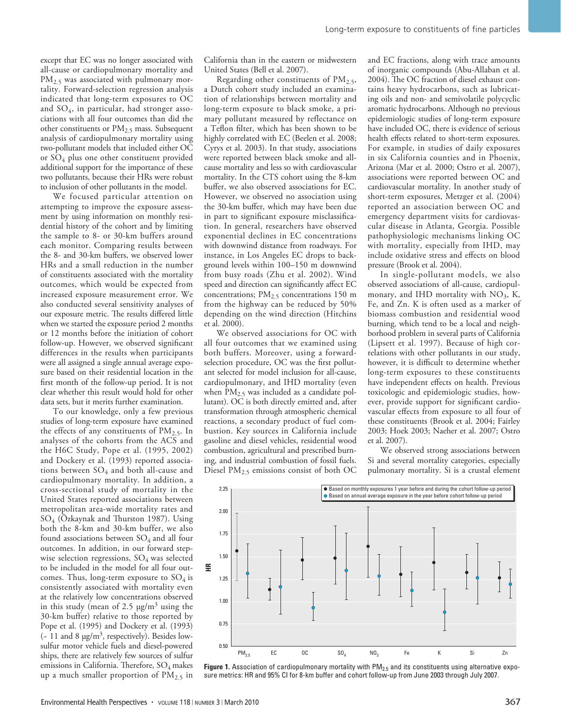except that EC was no longer associated with all-cause or cardiopulmonary mortality and $PM_{2.5}$ was associated with pulmonary mortality. Forward-selection regression analysis indicated that long-term exposures to OC and $SO_4$, in particular, had stronger associations with all four outcomes than did the other constituents or $PM_{2.5}$ mass. Subsequent analysis of cardiopulmonary mortality using two-pollutant models that included either OC or $SO_4$ plus one other constituent provided additional support for the importance of these two pollutants, because their HRs were robust to inclusion of other pollutants in the model.

We focused particular attention on attempting to improve the exposure assessment by using information on monthly residential history of the cohort and by limiting the sample to 8- or 30-km buffers around each monitor. Comparing results between the 8- and 30-km buffers, we observed lower HRs and a small reduction in the number of constituents associated with the mortality outcomes, which would be expected from increased exposure measurement error. We also conducted several sensitivity analyses of our exposure metric. The results differed little when we started the exposure period 2 months or 12 months before the initiation of cohort follow-up. However, we observed significant differences in the results when participants were all assigned a single annual average exposure based on their residential location in the first month of the follow-up period. It is not clear whether this result would hold for other data sets, but it merits further examination.

To our knowledge, only a few previous studies of long-term exposure have examined the effects of any constituents of $PM_{2.5}$. In analyses of the cohorts from the ACS and the H6C Study, Pope et al. (1995, 2002) and Dockery et al. (1993) reported associations between $SO_4$ and both all-cause and cardiopulmonary mortality. In addition, a cross-sectional study of mortality in the United States reported associations between metropolitan area-wide mortality rates and $SO_4$ (Özkaynak and Thurston 1987). Using both the 8-km and 30-km buffer, we also found associations between $SO_4$ and all four outcomes. In addition, in our forward stepwise selection regressions, $SO_4$ was selected to be included in the model for all four outcomes. Thus, long-term exposure to $SO_4$ is consistently associated with mortality even at the relatively low concentrations observed in this study (mean of 2.5 μg/m$^3$ using the 30-km buffer) relative to those reported by Pope et al. (1995) and Dockery et al. (1993) (~ 11 and 8 μg/m$^3$, respectively). Besides low-sulfur motor vehicle fuels and diesel-powered ships, there are relatively few sources of sulfur emissions in California. Therefore, $SO_4$ makes up a much smaller proportion of $PM_{2.5}$ in California than in the eastern or midwestern United States (Bell et al. 2007).

Regarding other constituents of $PM_{2.5}$, a Dutch cohort study included an examination of relationships between mortality and long-term exposure to black smoke, a primary pollutant measured by reflectance on a Teflon filter, which has been shown to be highly correlated with EC (Beelen et al. 2008; Cyrys et al. 2003). In that study, associations were reported between black smoke and all-cause mortality and less so with cardiovascular mortality. In the CTS cohort using the 8-km buffer, we also observed associations for EC. However, we observed no association using the 30-km buffer, which may have been due in part to significant exposure misclassification. In general, researchers have observed exponential declines in EC concentrations with downwind distance from roadways. For instance, in Los Angeles EC drops to background levels within 100–150 m downwind from busy roads (Zhu et al. 2002). Wind speed and direction can significantly affect EC concentrations; $PM_{2.5}$ concentrations 150 m from the highway can be reduced by 50% depending on the wind direction (Hitchins et al. 2000).

We observed associations for OC with all four outcomes that we examined using both buffers. Moreover, using a forward-selection procedure, OC was the first pollutant selected for model inclusion for all-cause, cardiopulmonary, and IHD mortality (even when $PM_{2.5}$ was included as a candidate pollutant). OC is both directly emitted and, after transformation through atmospheric chemical reactions, a secondary product of fuel combustion. Key sources in California include gasoline and diesel vehicles, residential wood combustion, agricultural and prescribed burning, and industrial combustion of fossil fuels. Diesel $PM_{2.5}$ emissions consist of both OC and EC fractions, along with trace amounts of inorganic compounds (Abu-Allaban et al. 2004). The OC fraction of diesel exhaust contains heavy hydrocarbons, such as lubricating oils and non- and semivolatile polycyclic aromatic hydrocarbons. Although no previous epidemiologic studies of long-term exposure have included OC, there is evidence of serious health effects related to short-term exposures. For example, in studies of daily exposures in six California counties and in Phoenix, Arizona (Mar et al. 2000; Ostro et al. 2007), associations were reported between OC and cardiovascular mortality. In another study of short-term exposures, Metzger et al. (2004) reported an association between OC and emergency department visits for cardiovascular disease in Atlanta, Georgia. Possible pathophysiologic mechanisms linking OC with mortality, especially from IHD, may include oxidative stress and effects on blood pressure (Brook et al. 2004).

In single-pollutant models, we also observed associations of all-cause, cardiopulmonary, and IHD mortality with $NO_3$, K, Fe, and Zn. K is often used as a marker of biomass combustion and residential wood burning, which tend to be a local and neighborhood problem in several parts of California (Lipsett et al. 1997). Because of high correlations with other pollutants in our study, however, it is difficult to determine whether long-term exposures to these constituents have independent effects on health. Previous toxicologic and epidemiologic studies, however, provide support for significant cardiovascular effects from exposure to all four of these constituents (Brook et al. 2004; Fairley 2003; Hoek 2003; Naeher et al. 2007; Ostro et al. 2007).

We observed strong associations between Si and several mortality categories, especially pulmonary mortality. Si is a crustal element

**Figure 1.** Association of cardiopulmonary mortality with $PM_{2.5}$ and its constituents using alternative exposure metrics: HR and 95% CI for 8-km buffer and cohort follow-up from June 2003 through July 2007.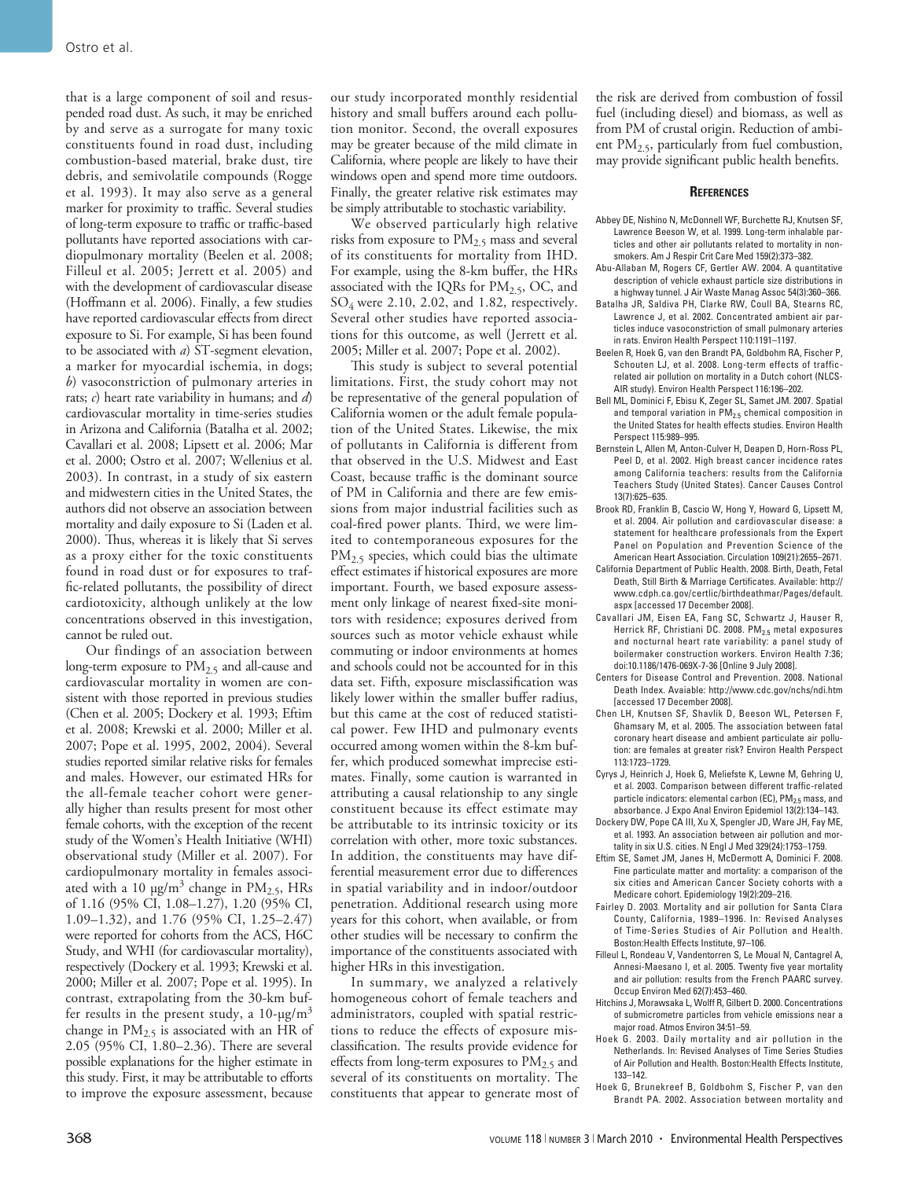that is a large component of soil and resuspended road dust. As such, it may be enriched by and serve as a surrogate for many toxic constituents found in road dust, including combustion-based material, brake dust, tire debris, and semivolatile compounds (Rogge et al. 1993). It may also serve as a general marker for proximity to traffic. Several studies of long-term exposure to traffic or traffic-based pollutants have reported associations with cardiopulmonary mortality (Beelen et al. 2008; Filleul et al. 2005; Jerrett et al. 2005) and with the development of cardiovascular disease (Hoffmann et al. 2006). Finally, a few studies have reported cardiovascular effects from direct exposure to Si. For example, Si has been found to be associated with *a*) ST-segment elevation, a marker for myocardial ischemia, in dogs; *b*) vasoconstriction of pulmonary arteries in rats; *c*) heart rate variability in humans; and *d*) cardiovascular mortality in time-series studies in Arizona and California (Batalha et al. 2002; Cavallari et al. 2008; Lipsett et al. 2006; Mar et al. 2000; Ostro et al. 2007; Wellenius et al. 2003). In contrast, in a study of six eastern and midwestern cities in the United States, the authors did not observe an association between mortality and daily exposure to Si (Laden et al. 2000). Thus, whereas it is likely that Si serves as a proxy either for the toxic constituents found in road dust or for exposures to traffic-related pollutants, the possibility of direct cardiotoxicity, although unlikely at the low concentrations observed in this investigation, cannot be ruled out.

Our findings of an association between long-term exposure to $PM_{2.5}$ and all-cause and cardiovascular mortality in women are consistent with those reported in previous studies (Chen et al. 2005; Dockery et al. 1993; Eftim et al. 2008; Krewski et al. 2000; Miller et al. 2007; Pope et al. 1995, 2002, 2004). Several studies reported similar relative risks for females and males. However, our estimated HRs for the all-female teacher cohort were generally higher than results present for most other female cohorts, with the exception of the recent study of the Women's Health Initiative (WHI) observational study (Miller et al. 2007). For cardiopulmonary mortality in females associated with a 10 $\mu g/m^3$ change in $PM_{2.5}$, HRs of 1.16 (95% CI, 1.08–1.27), 1.20 (95% CI, 1.09–1.32), and 1.76 (95% CI, 1.25–2.47) were reported for cohorts from the ACS, H6C Study, and WHI (for cardiovascular mortality), respectively (Dockery et al. 1993; Krewski et al. 2000; Miller et al. 2007; Pope et al. 1995). In contrast, extrapolating from the 30-km buffer results in the present study, a 10-$\mu g/m^3$ change in $PM_{2.5}$ is associated with an HR of 2.05 (95% CI, 1.80–2.36). There are several possible explanations for the higher estimate in this study. First, it may be attributable to efforts to improve the exposure assessment, because our study incorporated monthly residential history and small buffers around each pollution monitor. Second, the overall exposures may be greater because of the mild climate in California, where people are likely to have their windows open and spend more time outdoors. Finally, the greater relative risk estimates may be simply attributable to stochastic variability.

We observed particularly high relative risks from exposure to $PM_{2.5}$ mass and several of its constituents for mortality from IHD. For example, using the 8-km buffer, the HRs associated with the IQRs for $PM_{2.5}$, OC, and $SO_4$ were 2.10, 2.02, and 1.82, respectively. Several other studies have reported associations for this outcome, as well (Jerrett et al. 2005; Miller et al. 2007; Pope et al. 2002).

This study is subject to several potential limitations. First, the study cohort may not be representative of the general population of California women or the adult female population of the United States. Likewise, the mix of pollutants in California is different from that observed in the U.S. Midwest and East Coast, because traffic is the dominant source of PM in California and there are few emissions from major industrial facilities such as coal-fired power plants. Third, we were limited to contemporaneous exposures for the $PM_{2.5}$ species, which could bias the ultimate effect estimates if historical exposures are more important. Fourth, we based exposure assessment only linkage of nearest fixed-site monitors with residence; exposures derived from sources such as motor vehicle exhaust while commuting or indoor environments at homes and schools could not be accounted for in this data set. Fifth, exposure misclassification was likely lower within the smaller buffer radius, but this came at the cost of reduced statistical power. Few IHD and pulmonary events occurred among women within the 8-km buffer, which produced somewhat imprecise estimates. Finally, some caution is warranted in attributing a causal relationship to any single constituent because its effect estimate may be attributable to its intrinsic toxicity or its correlation with other, more toxic substances. In addition, the constituents may have differential measurement error due to differences in spatial variability and in indoor/outdoor penetration. Additional research using more years for this cohort, when available, or from other studies will be necessary to confirm the importance of the constituents associated with higher HRs in this investigation.

In summary, we analyzed a relatively homogeneous cohort of female teachers and administrators, coupled with spatial restrictions to reduce the effects of exposure misclassification. The results provide evidence for effects from long-term exposures to $PM_{2.5}$ and several of its constituents on mortality. The constituents that appear to generate most of the risk are derived from combustion of fossil fuel (including diesel) and biomass, as well as from PM of crustal origin. Reduction of ambient $PM_{2.5}$, particularly from fuel combustion, may provide significant public health benefits.

## References

Abbey DE, Nishino N, McDonnell WF, Burchette RJ, Knutsen SF, Lawrence Beeson W, et al. 1999. Long-term inhalable particles and other air pollutants related to mortality in nonsmokers. Am J Respir Crit Care Med 159(2):373–382.

Abu-Allaban M, Rogers CF, Gertler AW. 2004. A quantitative description of vehicle exhaust particle size distributions in a highway tunnel. J Air Waste Manag Assoc 54(3):360–366.

Batalha JR, Saldiva PH, Clarke RW, Coull BA, Stearns RC, Lawrence J, et al. 2002. Concentrated ambient air particles induce vasoconstriction of small pulmonary arteries in rats. Environ Health Perspect 110:1191–1197.

Beelen R, Hoek G, van den Brandt PA, Goldbohm RA, Fischer P, Schouten LJ, et al. 2008. Long-term effects of traffic-related air pollution on mortality in a Dutch cohort (NLCS-AIR study). Environ Health Perspect 116:196–202.

Bell ML, Dominici F, Ebisu K, Zeger SL, Samet JM. 2007. Spatial and temporal variation in $PM_{2.5}$ chemical composition in the United States for health effects studies. Environ Health Perspect 115:989–995.

Bernstein L, Allen M, Anton-Culver H, Deapen D, Horn-Ross PL, Peel D, et al. 2002. High breast cancer incidence rates among California teachers: results from the California Teachers Study (United States). Cancer Causes Control 13(7):625–635.

Brook RD, Franklin B, Cascio W, Hong Y, Howard G, Lipsett M, et al. 2004. Air pollution and cardiovascular disease: a statement for healthcare professionals from the Expert Panel on Population and Prevention Science of the American Heart Association. Circulation 109(21):2655–2671.

California Department of Public Health. 2008. Birth, Death, Fetal Death, Still Birth & Marriage Certificates. Available: http://www.cdph.ca.gov/certlic/birthdeathmar/Pages/default.aspx [accessed 17 December 2008].

Cavallari JM, Eisen EA, Fang SC, Schwartz J, Hauser R, Herrick RF, Christiani DC. 2008. $PM_{2.5}$ metal exposures and nocturnal heart rate variability: a panel study of boilermaker construction workers. Environ Health 7:36; doi:10.1186/1476-069X-7-36 [Online 9 July 2008].

Centers for Disease Control and Prevention. 2008. National Death Index. Avaiable: http://www.cdc.gov/nchs/ndi.htm [accessed 17 December 2008].

Chen LH, Knutsen SF, Shavlik D, Beeson WL, Petersen F, Ghamsary M, et al. 2005. The association between fatal coronary heart disease and ambient particulate air pollution: are females at greater risk? Environ Health Perspect 113:1723–1729.

Cyrys J, Heinrich J, Hoek G, Meliefste K, Lewne M, Gehring U, et al. 2003. Comparison between different traffic-related particle indicators: elemental carbon (EC), $PM_{2.5}$ mass, and absorbance. J Expo Anal Environ Epidemiol 13(2):134–143.

Dockery DW, Pope CA III, Xu X, Spengler JD, Ware JH, Fay ME, et al. 1993. An association between air pollution and mortality in six U.S. cities. N Engl J Med 329(24):1753–1759.

Eftim SE, Samet JM, Janes H, McDermott A, Dominici F. 2008. Fine particulate matter and mortality: a comparison of the six cities and American Cancer Society cohorts with a Medicare cohort. Epidemiology 19(2):209–216.

Fairley D. 2003. Mortality and air pollution for Santa Clara County, California, 1989–1996. In: Revised Analyses of Time-Series Studies of Air Pollution and Health. Boston:Health Effects Institute, 97–106.

Filleul L, Rondeau V, Vandentorren S, Le Moual N, Cantagrel A, Annesi-Maesano I, et al. 2005. Twenty five year mortality and air pollution: results from the French PAARC survey. Occup Environ Med 62(7):453–460.

Hitchins J, Morawska L, Wolff R, Gilbert D. 2000. Concentrations of submicrometre particles from vehicle emissions near a major road. Atmos Environ 34:51–59.

Hoek G. 2003. Daily mortality and air pollution in the Netherlands. In: Revised Analyses of Time Series Studies of Air Pollution and Health. Boston:Health Effects Institute, 133–142.

Hoek G, Brunekreef B, Goldbohm S, Fischer P, van den Brandt PA. 2002. Association between mortality and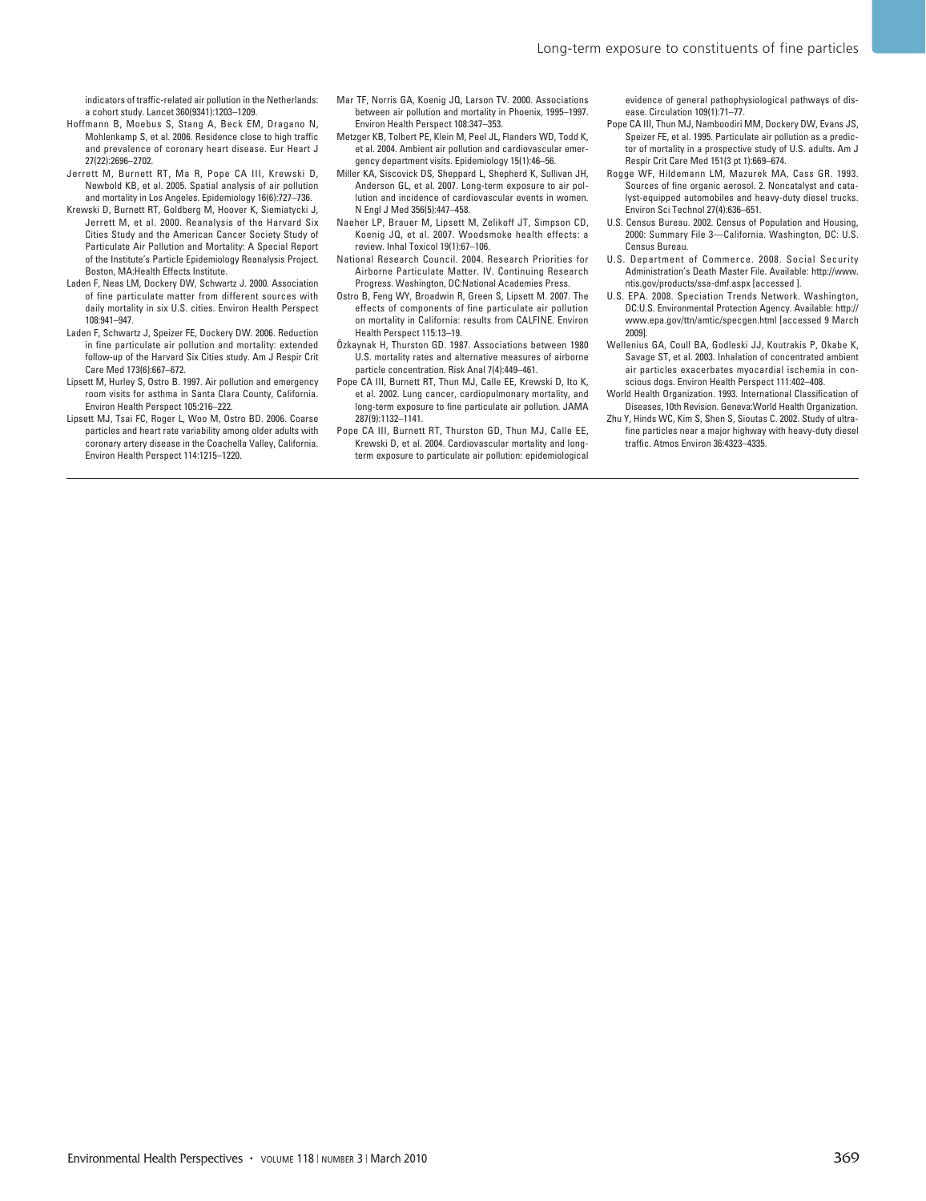indicators of traffic-related air pollution in the Netherlands: a cohort study. Lancet 360(9341):1203–1209.

Hoffmann B, Moebus S, Stang A, Beck EM, Dragano N, Mohlenkamp S, et al. 2006. Residence close to high traffic and prevalence of coronary heart disease. Eur Heart J 27(22):2696–2702.

Jerrett M, Burnett RT, Ma R, Pope CA III, Krewski D, Newbold KB, et al. 2005. Spatial analysis of air pollution and mortality in Los Angeles. Epidemiology 16(6):727–736.

Krewski D, Burnett RT, Goldberg M, Hoover K, Siemiatycki J, Jerrett M, et al. 2000. Reanalysis of the Harvard Six Cities Study and the American Cancer Society Study of Particulate Air Pollution and Mortality: A Special Report of the Institute's Particle Epidemiology Reanalysis Project. Boston, MA:Health Effects Institute.

Laden F, Neas LM, Dockery DW, Schwartz J. 2000. Association of fine particulate matter from different sources with daily mortality in six U.S. cities. Environ Health Perspect 108:941–947.

Laden F, Schwartz J, Speizer FE, Dockery DW. 2006. Reduction in fine particulate air pollution and mortality: extended follow-up of the Harvard Six Cities study. Am J Respir Crit Care Med 173(6):667–672.

Lipsett M, Hurley S, Ostro B. 1997. Air pollution and emergency room visits for asthma in Santa Clara County, California. Environ Health Perspect 105:216–222.

Lipsett MJ, Tsai FC, Roger L, Woo M, Ostro BD. 2006. Coarse particles and heart rate variability among older adults with coronary artery disease in the Coachella Valley, California. Environ Health Perspect 114:1215–1220.

Mar TF, Norris GA, Koenig JQ, Larson TV. 2000. Associations between air pollution and mortality in Phoenix, 1995–1997. Environ Health Perspect 108:347–353.

Metzger KB, Tolbert PE, Klein M, Peel JL, Flanders WD, Todd K, et al. 2004. Ambient air pollution and cardiovascular emergency department visits. Epidemiology 15(1):46–56.

Miller KA, Siscovick DS, Sheppard L, Shepherd K, Sullivan JH, Anderson GL, et al. 2007. Long-term exposure to air pollution and incidence of cardiovascular events in women. N Engl J Med 356(5):447–458.

Naeher LP, Brauer M, Lipsett M, Zelikoff JT, Simpson CD, Koenig JQ, et al. 2007. Woodsmoke health effects: a review. Inhal Toxicol 19(1):67–106.

National Research Council. 2004. Research Priorities for Airborne Particulate Matter. IV. Continuing Research Progress. Washington, DC:National Academies Press.

Ostro B, Feng WY, Broadwin R, Green S, Lipsett M. 2007. The effects of components of fine particulate air pollution on mortality in California: results from CALFINE. Environ Health Perspect 115:13–19.

Özkaynak H, Thurston GD. 1987. Associations between 1980 U.S. mortality rates and alternative measures of airborne particle concentration. Risk Anal 7(4):449–461.

Pope CA III, Burnett RT, Thun MJ, Calle EE, Krewski D, Ito K, et al. 2002. Lung cancer, cardiopulmonary mortality, and long-term exposure to fine particulate air pollution. JAMA 287(9):1132–1141.

Pope CA III, Burnett RT, Thurston GD, Thun MJ, Calle EE, Krewski D, et al. 2004. Cardiovascular mortality and long-term exposure to particulate air pollution: epidemiological evidence of general pathophysiological pathways of disease. Circulation 109(1):71–77.

Pope CA III, Thun MJ, Namboodiri MM, Dockery DW, Evans JS, Speizer FE, et al. 1995. Particulate air pollution as a predictor of mortality in a prospective study of U.S. adults. Am J Respir Crit Care Med 151(3 pt 1):669–674.

Rogge WF, Hildemann LM, Mazurek MA, Cass GR. 1993. Sources of fine organic aerosol. 2. Noncatalyst and catalyst-equipped automobiles and heavy-duty diesel trucks. Environ Sci Technol 27(4):636–651.

U.S. Census Bureau. 2002. Census of Population and Housing, 2000: Summary File 3—California. Washington, DC: U.S. Census Bureau.

U.S. Department of Commerce. 2008. Social Security Administration's Death Master File. Available: http://www.ntis.gov/products/ssa-dmf.aspx [accessed ].

U.S. EPA. 2008. Speciation Trends Network. Washington, DC:U.S. Environmental Protection Agency. Available: http://www.epa.gov/ttn/amtic/specgen.html [accessed 9 March 2009].

Wellenius GA, Coull BA, Godleski JJ, Koutrakis P, Okabe K, Savage ST, et al. 2003. Inhalation of concentrated ambient air particles exacerbates myocardial ischemia in conscious dogs. Environ Health Perspect 111:402–408.

World Health Organization. 1993. International Classification of Diseases, 10th Revision. Geneva:World Health Organization.

Zhu Y, Hinds WC, Kim S, Shen S, Sioutas C. 2002. Study of ultrafine particles near a major highway with heavy-duty diesel traffic. Atmos Environ 36:4323–4335.